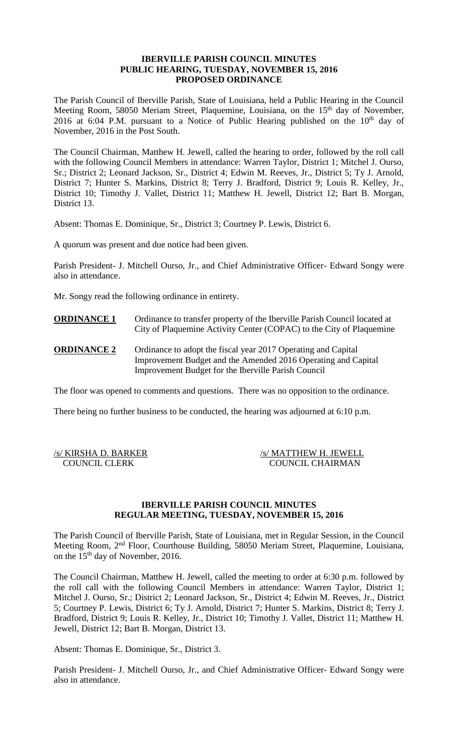# IBERVILLE PARISH COUNCIL MINUTES
## PUBLIC HEARING, TUESDAY, NOVEMBER 15, 2016
## PROPOSED ORDINANCE

The Parish Council of Iberville Parish, State of Louisiana, held a Public Hearing in the Council Meeting Room, 58050 Meriam Street, Plaquemine, Louisiana, on the 15th day of November, 2016 at 6:04 P.M. pursuant to a Notice of Public Hearing published on the 10th day of November, 2016 in the Post South.

The Council Chairman, Matthew H. Jewell, called the hearing to order, followed by the roll call with the following Council Members in attendance: Warren Taylor, District 1; Mitchel J. Ourso, Sr.; District 2; Leonard Jackson, Sr., District 4; Edwin M. Reeves, Jr., District 5; Ty J. Arnold, District 7; Hunter S. Markins, District 8; Terry J. Bradford, District 9; Louis R. Kelley, Jr., District 10; Timothy J. Vallet, District 11; Matthew H. Jewell, District 12; Bart B. Morgan, District 13.

Absent: Thomas E. Dominique, Sr., District 3; Courtney P. Lewis, District 6.

A quorum was present and due notice had been given.

Parish President- J. Mitchell Ourso, Jr., and Chief Administrative Officer- Edward Songy were also in attendance.

Mr. Songy read the following ordinance in entirety.

**ORDINANCE 1** Ordinance to transfer property of the Iberville Parish Council located at City of Plaquemine Activity Center (COPAC) to the City of Plaquemine

**ORDINANCE 2** Ordinance to adopt the fiscal year 2017 Operating and Capital Improvement Budget and the Amended 2016 Operating and Capital Improvement Budget for the Iberville Parish Council

The floor was opened to comments and questions. There was no opposition to the ordinance.

There being no further business to be conducted, the hearing was adjourned at 6:10 p.m.

/s/ KIRSHA D. BARKER
COUNCIL CLERK

/s/ MATTHEW H. JEWELL
COUNCIL CHAIRMAN

# IBERVILLE PARISH COUNCIL MINUTES
## REGULAR MEETING, TUESDAY, NOVEMBER 15, 2016

The Parish Council of Iberville Parish, State of Louisiana, met in Regular Session, in the Council Meeting Room, 2nd Floor, Courthouse Building, 58050 Meriam Street, Plaquemine, Louisiana, on the 15th day of November, 2016.

The Council Chairman, Matthew H. Jewell, called the meeting to order at 6:30 p.m. followed by the roll call with the following Council Members in attendance: Warren Taylor, District 1; Mitchel J. Ourso, Sr.; District 2; Leonard Jackson, Sr., District 4; Edwin M. Reeves, Jr., District 5; Courtney P. Lewis, District 6; Ty J. Arnold, District 7; Hunter S. Markins, District 8; Terry J. Bradford, District 9; Louis R. Kelley, Jr., District 10; Timothy J. Vallet, District 11; Matthew H. Jewell, District 12; Bart B. Morgan, District 13.

Absent: Thomas E. Dominique, Sr., District 3.

Parish President- J. Mitchell Ourso, Jr., and Chief Administrative Officer- Edward Songy were also in attendance.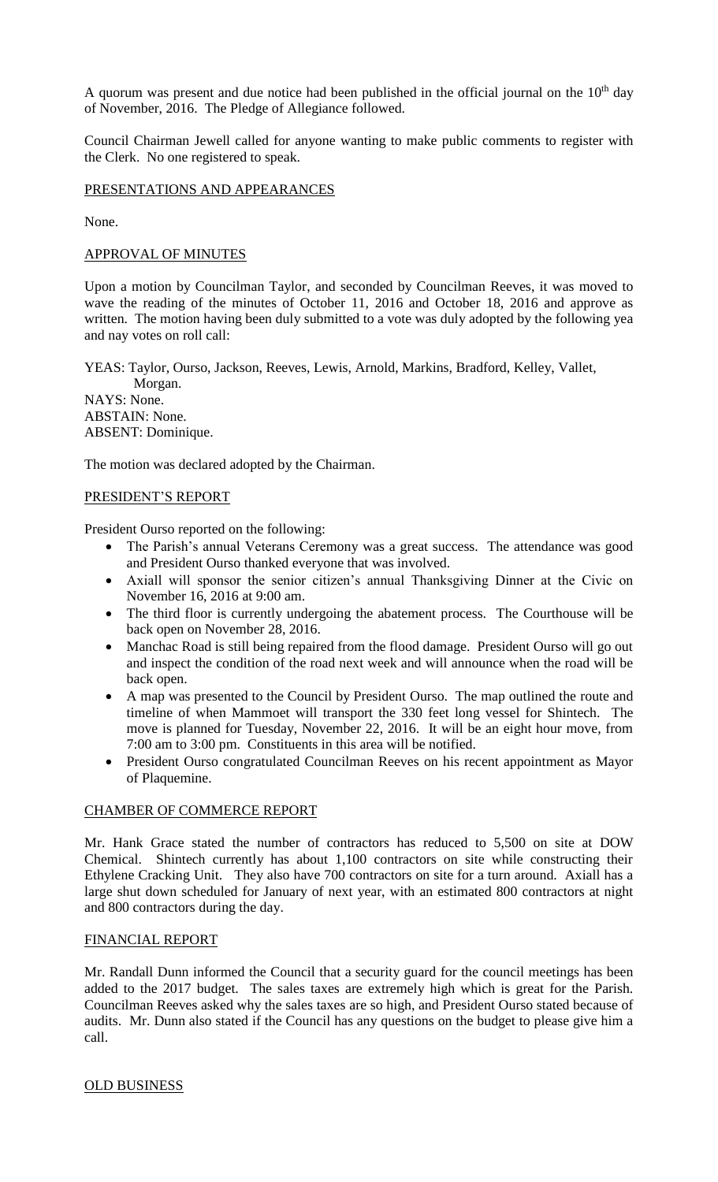A quorum was present and due notice had been published in the official journal on the 10th day of November, 2016. The Pledge of Allegiance followed.

Council Chairman Jewell called for anyone wanting to make public comments to register with the Clerk. No one registered to speak.

## PRESENTATIONS AND APPEARANCES

None.

## APPROVAL OF MINUTES

Upon a motion by Councilman Taylor, and seconded by Councilman Reeves, it was moved to wave the reading of the minutes of October 11, 2016 and October 18, 2016 and approve as written. The motion having been duly submitted to a vote was duly adopted by the following yea and nay votes on roll call:

YEAS: Taylor, Ourso, Jackson, Reeves, Lewis, Arnold, Markins, Bradford, Kelley, Vallet, Morgan.
NAYS: None.
ABSTAIN: None.
ABSENT: Dominique.

The motion was declared adopted by the Chairman.

## PRESIDENT'S REPORT

President Ourso reported on the following:

- The Parish's annual Veterans Ceremony was a great success. The attendance was good and President Ourso thanked everyone that was involved.
- Axiall will sponsor the senior citizen's annual Thanksgiving Dinner at the Civic on November 16, 2016 at 9:00 am.
- The third floor is currently undergoing the abatement process. The Courthouse will be back open on November 28, 2016.
- Manchac Road is still being repaired from the flood damage. President Ourso will go out and inspect the condition of the road next week and will announce when the road will be back open.
- A map was presented to the Council by President Ourso. The map outlined the route and timeline of when Mammoet will transport the 330 feet long vessel for Shintech. The move is planned for Tuesday, November 22, 2016. It will be an eight hour move, from 7:00 am to 3:00 pm. Constituents in this area will be notified.
- President Ourso congratulated Councilman Reeves on his recent appointment as Mayor of Plaquemine.

## CHAMBER OF COMMERCE REPORT

Mr. Hank Grace stated the number of contractors has reduced to 5,500 on site at DOW Chemical. Shintech currently has about 1,100 contractors on site while constructing their Ethylene Cracking Unit. They also have 700 contractors on site for a turn around. Axiall has a large shut down scheduled for January of next year, with an estimated 800 contractors at night and 800 contractors during the day.

## FINANCIAL REPORT

Mr. Randall Dunn informed the Council that a security guard for the council meetings has been added to the 2017 budget. The sales taxes are extremely high which is great for the Parish. Councilman Reeves asked why the sales taxes are so high, and President Ourso stated because of audits. Mr. Dunn also stated if the Council has any questions on the budget to please give him a call.

## OLD BUSINESS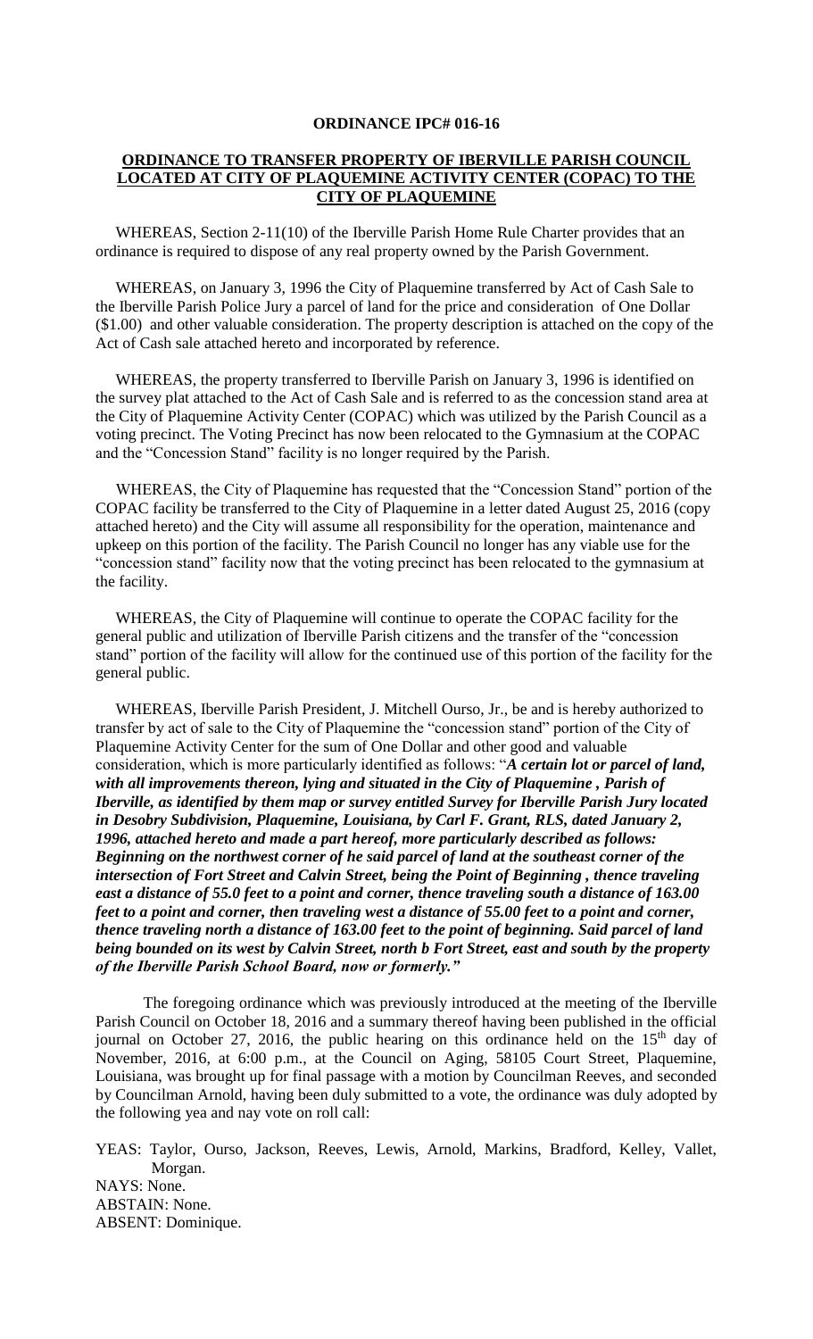**ORDINANCE IPC# 016-16**

**ORDINANCE TO TRANSFER PROPERTY OF IBERVILLE PARISH COUNCIL LOCATED AT CITY OF PLAQUEMINE ACTIVITY CENTER (COPAC) TO THE CITY OF PLAQUEMINE**

WHEREAS, Section 2-11(10) of the Iberville Parish Home Rule Charter provides that an ordinance is required to dispose of any real property owned by the Parish Government.

WHEREAS, on January 3, 1996 the City of Plaquemine transferred by Act of Cash Sale to the Iberville Parish Police Jury a parcel of land for the price and consideration of One Dollar ($1.00) and other valuable consideration. The property description is attached on the copy of the Act of Cash sale attached hereto and incorporated by reference.

WHEREAS, the property transferred to Iberville Parish on January 3, 1996 is identified on the survey plat attached to the Act of Cash Sale and is referred to as the concession stand area at the City of Plaquemine Activity Center (COPAC) which was utilized by the Parish Council as a voting precinct. The Voting Precinct has now been relocated to the Gymnasium at the COPAC and the "Concession Stand" facility is no longer required by the Parish.

WHEREAS, the City of Plaquemine has requested that the "Concession Stand" portion of the COPAC facility be transferred to the City of Plaquemine in a letter dated August 25, 2016 (copy attached hereto) and the City will assume all responsibility for the operation, maintenance and upkeep on this portion of the facility. The Parish Council no longer has any viable use for the "concession stand" facility now that the voting precinct has been relocated to the gymnasium at the facility.

WHEREAS, the City of Plaquemine will continue to operate the COPAC facility for the general public and utilization of Iberville Parish citizens and the transfer of the "concession stand" portion of the facility will allow for the continued use of this portion of the facility for the general public.

WHEREAS, Iberville Parish President, J. Mitchell Ourso, Jr., be and is hereby authorized to transfer by act of sale to the City of Plaquemine the "concession stand" portion of the City of Plaquemine Activity Center for the sum of One Dollar and other good and valuable consideration, which is more particularly identified as follows: "***A certain lot or parcel of land, with all improvements thereon, lying and situated in the City of Plaquemine , Parish of Iberville, as identified by them map or survey entitled Survey for Iberville Parish Jury located in Desobry Subdivision, Plaquemine, Louisiana, by Carl F. Grant, RLS, dated January 2, 1996, attached hereto and made a part hereof, more particularly described as follows: Beginning on the northwest corner of he said parcel of land at the southeast corner of the intersection of Fort Street and Calvin Street, being the Point of Beginning , thence traveling east a distance of 55.0 feet to a point and corner, thence traveling south a distance of 163.00 feet to a point and corner, then traveling west a distance of 55.00 feet to a point and corner, thence traveling north a distance of 163.00 feet to the point of beginning. Said parcel of land being bounded on its west by Calvin Street, north b Fort Street, east and south by the property of the Iberville Parish School Board, now or formerly.***"

The foregoing ordinance which was previously introduced at the meeting of the Iberville Parish Council on October 18, 2016 and a summary thereof having been published in the official journal on October 27, 2016, the public hearing on this ordinance held on the 15th day of November, 2016, at 6:00 p.m., at the Council on Aging, 58105 Court Street, Plaquemine, Louisiana, was brought up for final passage with a motion by Councilman Reeves, and seconded by Councilman Arnold, having been duly submitted to a vote, the ordinance was duly adopted by the following yea and nay vote on roll call:

YEAS: Taylor, Ourso, Jackson, Reeves, Lewis, Arnold, Markins, Bradford, Kelley, Vallet, Morgan.
NAYS: None.
ABSTAIN: None.
ABSENT: Dominique.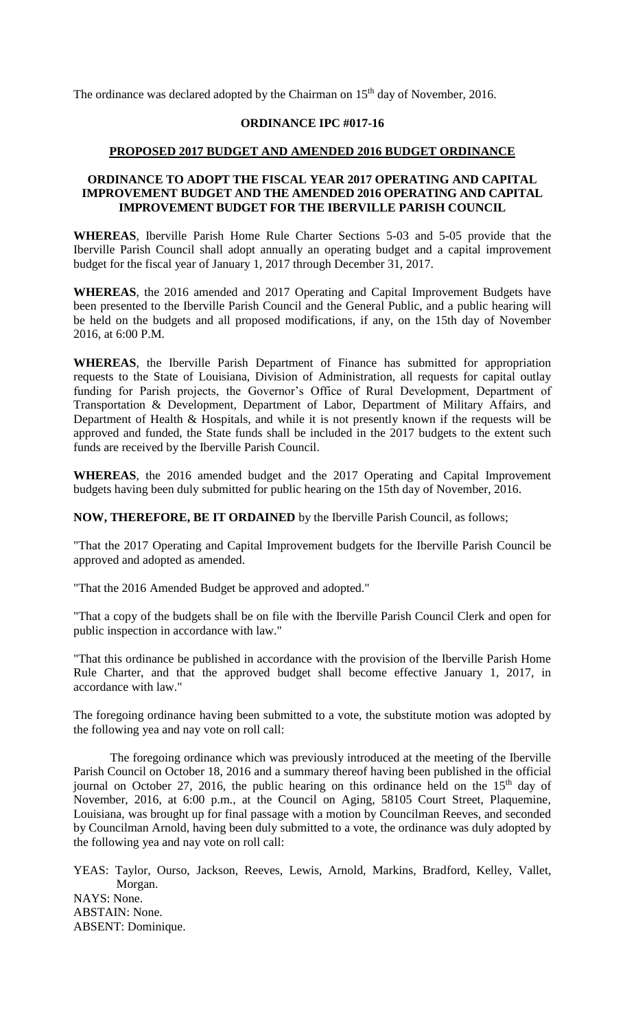The ordinance was declared adopted by the Chairman on 15th day of November, 2016.

**ORDINANCE IPC #017-16**

**PROPOSED 2017 BUDGET AND AMENDED 2016 BUDGET ORDINANCE**

**ORDINANCE TO ADOPT THE FISCAL YEAR 2017 OPERATING AND CAPITAL IMPROVEMENT BUDGET AND THE AMENDED 2016 OPERATING AND CAPITAL IMPROVEMENT BUDGET FOR THE IBERVILLE PARISH COUNCIL**

**WHEREAS**, Iberville Parish Home Rule Charter Sections 5-03 and 5-05 provide that the Iberville Parish Council shall adopt annually an operating budget and a capital improvement budget for the fiscal year of January 1, 2017 through December 31, 2017.

**WHEREAS**, the 2016 amended and 2017 Operating and Capital Improvement Budgets have been presented to the Iberville Parish Council and the General Public, and a public hearing will be held on the budgets and all proposed modifications, if any, on the 15th day of November 2016, at 6:00 P.M.

**WHEREAS**, the Iberville Parish Department of Finance has submitted for appropriation requests to the State of Louisiana, Division of Administration, all requests for capital outlay funding for Parish projects, the Governor's Office of Rural Development, Department of Transportation & Development, Department of Labor, Department of Military Affairs, and Department of Health & Hospitals, and while it is not presently known if the requests will be approved and funded, the State funds shall be included in the 2017 budgets to the extent such funds are received by the Iberville Parish Council.

**WHEREAS**, the 2016 amended budget and the 2017 Operating and Capital Improvement budgets having been duly submitted for public hearing on the 15th day of November, 2016.

**NOW, THEREFORE, BE IT ORDAINED** by the Iberville Parish Council, as follows;

"That the 2017 Operating and Capital Improvement budgets for the Iberville Parish Council be approved and adopted as amended.

"That the 2016 Amended Budget be approved and adopted."

"That a copy of the budgets shall be on file with the Iberville Parish Council Clerk and open for public inspection in accordance with law."

"That this ordinance be published in accordance with the provision of the Iberville Parish Home Rule Charter, and that the approved budget shall become effective January 1, 2017, in accordance with law."

The foregoing ordinance having been submitted to a vote, the substitute motion was adopted by the following yea and nay vote on roll call:

The foregoing ordinance which was previously introduced at the meeting of the Iberville Parish Council on October 18, 2016 and a summary thereof having been published in the official journal on October 27, 2016, the public hearing on this ordinance held on the 15th day of November, 2016, at 6:00 p.m., at the Council on Aging, 58105 Court Street, Plaquemine, Louisiana, was brought up for final passage with a motion by Councilman Reeves, and seconded by Councilman Arnold, having been duly submitted to a vote, the ordinance was duly adopted by the following yea and nay vote on roll call:

YEAS: Taylor, Ourso, Jackson, Reeves, Lewis, Arnold, Markins, Bradford, Kelley, Vallet, Morgan.
NAYS: None.
ABSTAIN: None.
ABSENT: Dominique.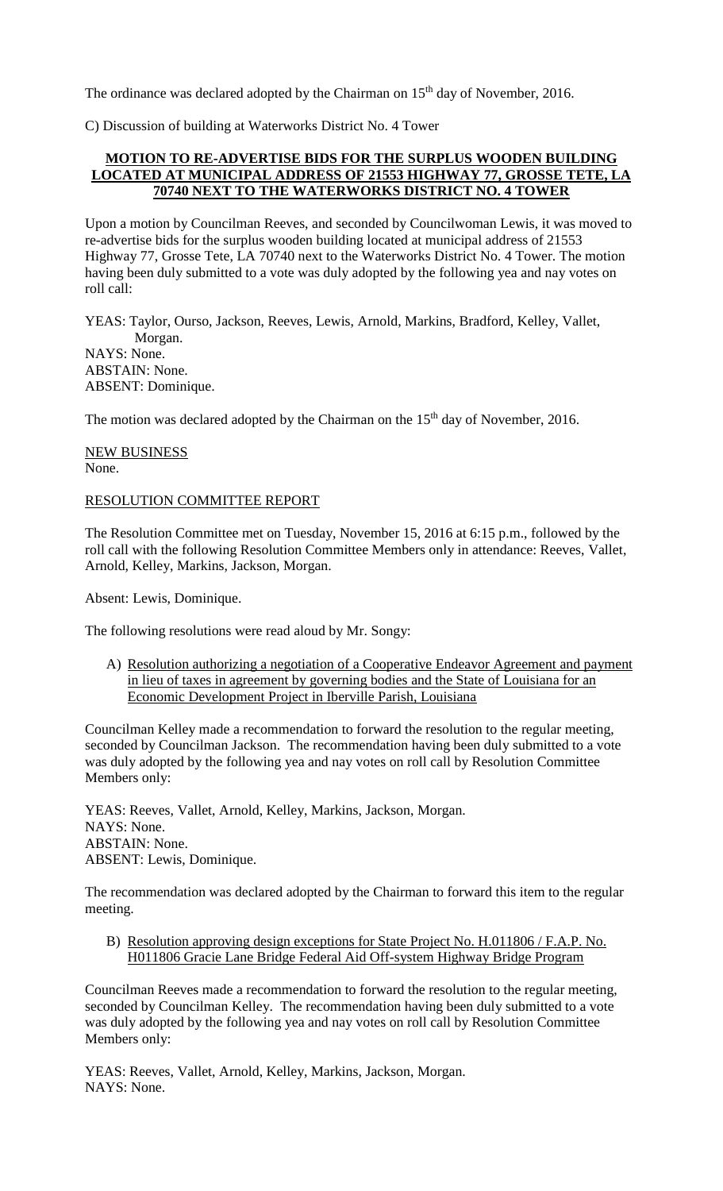The ordinance was declared adopted by the Chairman on 15th day of November, 2016.

C) Discussion of building at Waterworks District No. 4 Tower

**MOTION TO RE-ADVERTISE BIDS FOR THE SURPLUS WOODEN BUILDING LOCATED AT MUNICIPAL ADDRESS OF 21553 HIGHWAY 77, GROSSE TETE, LA 70740 NEXT TO THE WATERWORKS DISTRICT NO. 4 TOWER**

Upon a motion by Councilman Reeves, and seconded by Councilwoman Lewis, it was moved to re-advertise bids for the surplus wooden building located at municipal address of 21553 Highway 77, Grosse Tete, LA 70740 next to the Waterworks District No. 4 Tower. The motion having been duly submitted to a vote was duly adopted by the following yea and nay votes on roll call:

YEAS: Taylor, Ourso, Jackson, Reeves, Lewis, Arnold, Markins, Bradford, Kelley, Vallet, Morgan.
NAYS: None.
ABSTAIN: None.
ABSENT: Dominique.

The motion was declared adopted by the Chairman on the 15th day of November, 2016.

NEW BUSINESS
None.

RESOLUTION COMMITTEE REPORT

The Resolution Committee met on Tuesday, November 15, 2016 at 6:15 p.m., followed by the roll call with the following Resolution Committee Members only in attendance: Reeves, Vallet, Arnold, Kelley, Markins, Jackson, Morgan.

Absent: Lewis, Dominique.

The following resolutions were read aloud by Mr. Songy:

A) Resolution authorizing a negotiation of a Cooperative Endeavor Agreement and payment in lieu of taxes in agreement by governing bodies and the State of Louisiana for an Economic Development Project in Iberville Parish, Louisiana

Councilman Kelley made a recommendation to forward the resolution to the regular meeting, seconded by Councilman Jackson. The recommendation having been duly submitted to a vote was duly adopted by the following yea and nay votes on roll call by Resolution Committee Members only:

YEAS: Reeves, Vallet, Arnold, Kelley, Markins, Jackson, Morgan.
NAYS: None.
ABSTAIN: None.
ABSENT: Lewis, Dominique.

The recommendation was declared adopted by the Chairman to forward this item to the regular meeting.

B) Resolution approving design exceptions for State Project No. H.011806 / F.A.P. No. H011806 Gracie Lane Bridge Federal Aid Off-system Highway Bridge Program

Councilman Reeves made a recommendation to forward the resolution to the regular meeting, seconded by Councilman Kelley. The recommendation having been duly submitted to a vote was duly adopted by the following yea and nay votes on roll call by Resolution Committee Members only:

YEAS: Reeves, Vallet, Arnold, Kelley, Markins, Jackson, Morgan.
NAYS: None.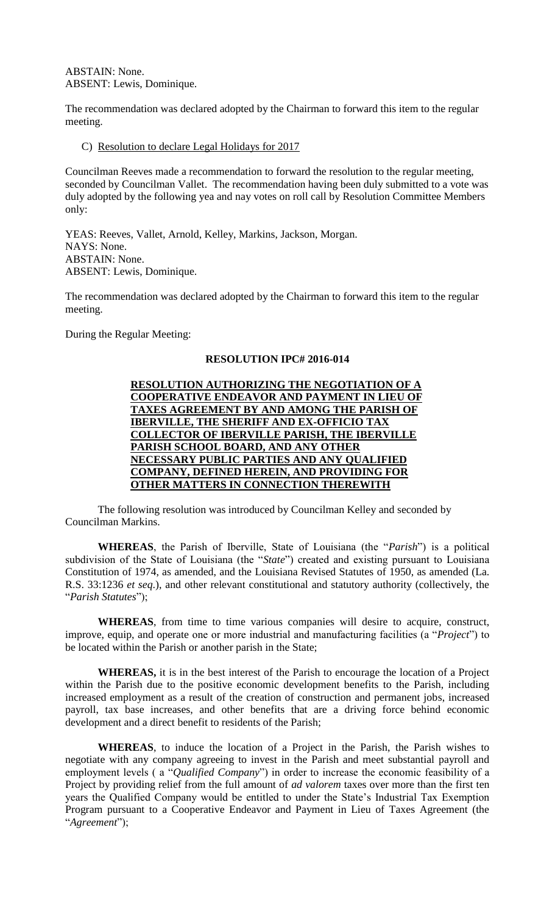ABSTAIN: None.
ABSENT: Lewis, Dominique.

The recommendation was declared adopted by the Chairman to forward this item to the regular meeting.

C) Resolution to declare Legal Holidays for 2017

Councilman Reeves made a recommendation to forward the resolution to the regular meeting, seconded by Councilman Vallet. The recommendation having been duly submitted to a vote was duly adopted by the following yea and nay votes on roll call by Resolution Committee Members only:

YEAS: Reeves, Vallet, Arnold, Kelley, Markins, Jackson, Morgan.
NAYS: None.
ABSTAIN: None.
ABSENT: Lewis, Dominique.

The recommendation was declared adopted by the Chairman to forward this item to the regular meeting.

During the Regular Meeting:

## RESOLUTION IPC# 2016-014

**RESOLUTION AUTHORIZING THE NEGOTIATION OF A COOPERATIVE ENDEAVOR AND PAYMENT IN LIEU OF TAXES AGREEMENT BY AND AMONG THE PARISH OF IBERVILLE, THE SHERIFF AND EX-OFFICIO TAX COLLECTOR OF IBERVILLE PARISH, THE IBERVILLE PARISH SCHOOL BOARD, AND ANY OTHER NECESSARY PUBLIC PARTIES AND ANY QUALIFIED COMPANY, DEFINED HEREIN, AND PROVIDING FOR OTHER MATTERS IN CONNECTION THEREWITH**

The following resolution was introduced by Councilman Kelley and seconded by Councilman Markins.

**WHEREAS**, the Parish of Iberville, State of Louisiana (the "*Parish*") is a political subdivision of the State of Louisiana (the "*State*") created and existing pursuant to Louisiana Constitution of 1974, as amended, and the Louisiana Revised Statutes of 1950, as amended (La. R.S. 33:1236 *et seq*.), and other relevant constitutional and statutory authority (collectively, the "*Parish Statutes*");

**WHEREAS**, from time to time various companies will desire to acquire, construct, improve, equip, and operate one or more industrial and manufacturing facilities (a "*Project*") to be located within the Parish or another parish in the State;

**WHEREAS,** it is in the best interest of the Parish to encourage the location of a Project within the Parish due to the positive economic development benefits to the Parish, including increased employment as a result of the creation of construction and permanent jobs, increased payroll, tax base increases, and other benefits that are a driving force behind economic development and a direct benefit to residents of the Parish;

**WHEREAS**, to induce the location of a Project in the Parish, the Parish wishes to negotiate with any company agreeing to invest in the Parish and meet substantial payroll and employment levels ( a "*Qualified Company*") in order to increase the economic feasibility of a Project by providing relief from the full amount of *ad valorem* taxes over more than the first ten years the Qualified Company would be entitled to under the State's Industrial Tax Exemption Program pursuant to a Cooperative Endeavor and Payment in Lieu of Taxes Agreement (the "*Agreement*");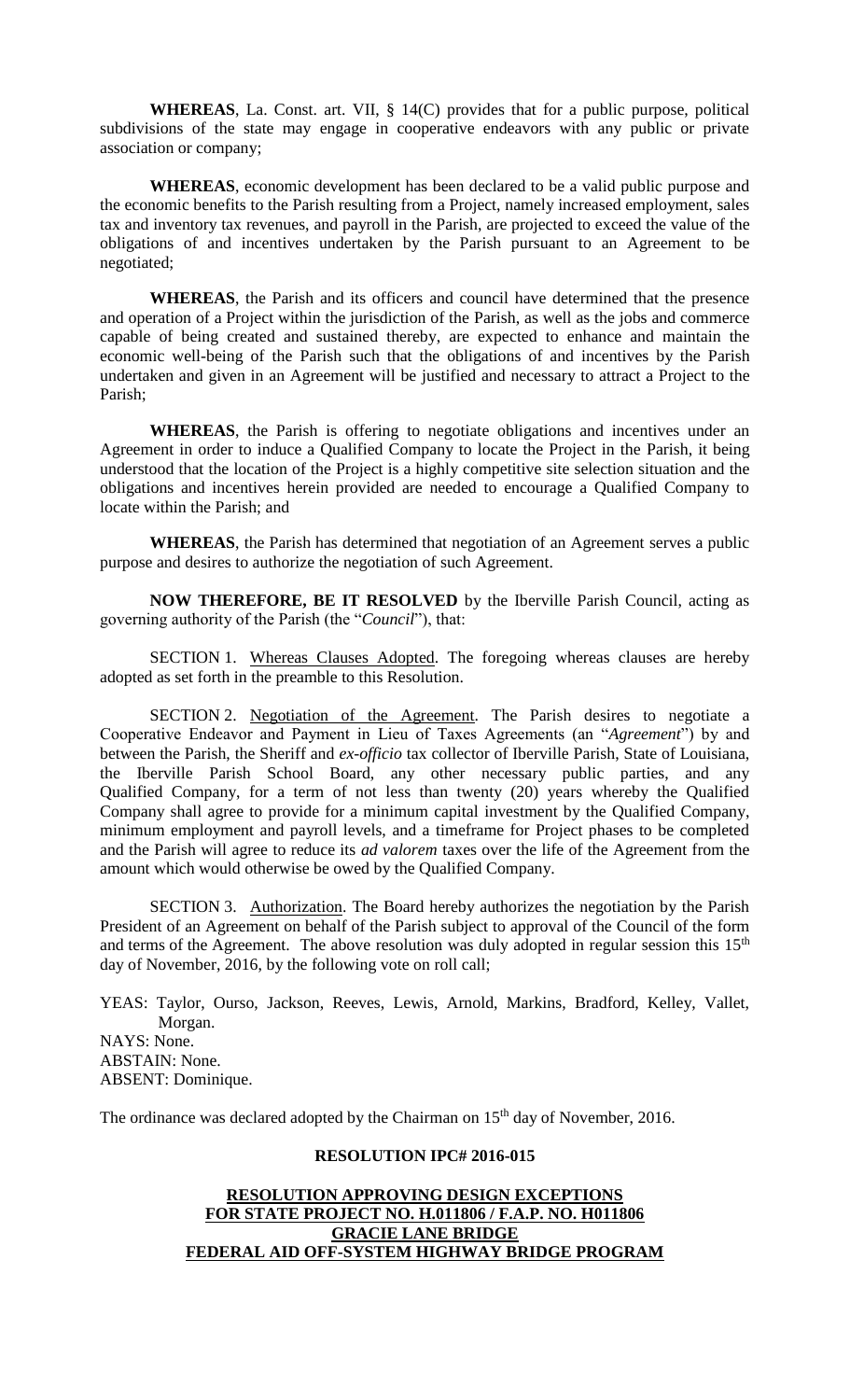**WHEREAS**, La. Const. art. VII, § 14(C) provides that for a public purpose, political subdivisions of the state may engage in cooperative endeavors with any public or private association or company;

**WHEREAS**, economic development has been declared to be a valid public purpose and the economic benefits to the Parish resulting from a Project, namely increased employment, sales tax and inventory tax revenues, and payroll in the Parish, are projected to exceed the value of the obligations of and incentives undertaken by the Parish pursuant to an Agreement to be negotiated;

**WHEREAS**, the Parish and its officers and council have determined that the presence and operation of a Project within the jurisdiction of the Parish, as well as the jobs and commerce capable of being created and sustained thereby, are expected to enhance and maintain the economic well-being of the Parish such that the obligations of and incentives by the Parish undertaken and given in an Agreement will be justified and necessary to attract a Project to the Parish;

**WHEREAS**, the Parish is offering to negotiate obligations and incentives under an Agreement in order to induce a Qualified Company to locate the Project in the Parish, it being understood that the location of the Project is a highly competitive site selection situation and the obligations and incentives herein provided are needed to encourage a Qualified Company to locate within the Parish; and

**WHEREAS**, the Parish has determined that negotiation of an Agreement serves a public purpose and desires to authorize the negotiation of such Agreement.

**NOW THEREFORE, BE IT RESOLVED** by the Iberville Parish Council, acting as governing authority of the Parish (the "*Council*"), that:

SECTION 1. Whereas Clauses Adopted. The foregoing whereas clauses are hereby adopted as set forth in the preamble to this Resolution.

SECTION 2. Negotiation of the Agreement. The Parish desires to negotiate a Cooperative Endeavor and Payment in Lieu of Taxes Agreements (an "*Agreement*") by and between the Parish, the Sheriff and *ex-officio* tax collector of Iberville Parish, State of Louisiana, the Iberville Parish School Board, any other necessary public parties, and any Qualified Company, for a term of not less than twenty (20) years whereby the Qualified Company shall agree to provide for a minimum capital investment by the Qualified Company, minimum employment and payroll levels, and a timeframe for Project phases to be completed and the Parish will agree to reduce its *ad valorem* taxes over the life of the Agreement from the amount which would otherwise be owed by the Qualified Company.

SECTION 3. Authorization. The Board hereby authorizes the negotiation by the Parish President of an Agreement on behalf of the Parish subject to approval of the Council of the form and terms of the Agreement. The above resolution was duly adopted in regular session this 15th day of November, 2016, by the following vote on roll call;

YEAS: Taylor, Ourso, Jackson, Reeves, Lewis, Arnold, Markins, Bradford, Kelley, Vallet, Morgan.
NAYS: None.
ABSTAIN: None.
ABSENT: Dominique.

The ordinance was declared adopted by the Chairman on 15th day of November, 2016.

**RESOLUTION IPC# 2016-015**

**RESOLUTION APPROVING DESIGN EXCEPTIONS FOR STATE PROJECT NO. H.011806 / F.A.P. NO. H011806 GRACIE LANE BRIDGE FEDERAL AID OFF-SYSTEM HIGHWAY BRIDGE PROGRAM**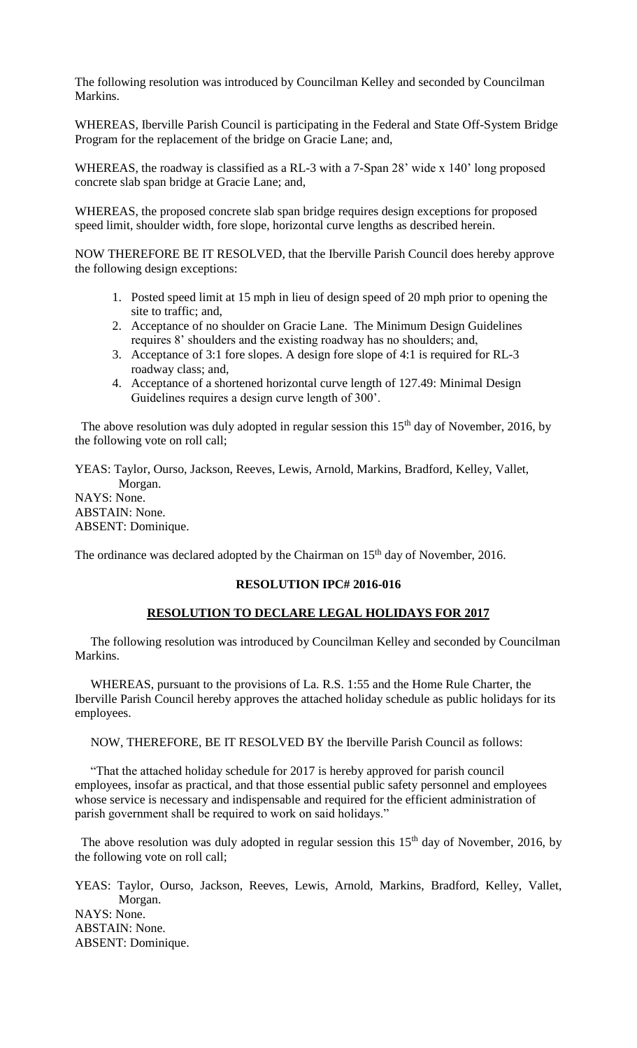The following resolution was introduced by Councilman Kelley and seconded by Councilman Markins.

WHEREAS, Iberville Parish Council is participating in the Federal and State Off-System Bridge Program for the replacement of the bridge on Gracie Lane; and,

WHEREAS, the roadway is classified as a RL-3 with a 7-Span 28' wide x 140' long proposed concrete slab span bridge at Gracie Lane; and,

WHEREAS, the proposed concrete slab span bridge requires design exceptions for proposed speed limit, shoulder width, fore slope, horizontal curve lengths as described herein.

NOW THEREFORE BE IT RESOLVED, that the Iberville Parish Council does hereby approve the following design exceptions:

1. Posted speed limit at 15 mph in lieu of design speed of 20 mph prior to opening the site to traffic; and,
2. Acceptance of no shoulder on Gracie Lane. The Minimum Design Guidelines requires 8' shoulders and the existing roadway has no shoulders; and,
3. Acceptance of 3:1 fore slopes. A design fore slope of 4:1 is required for RL-3 roadway class; and,
4. Acceptance of a shortened horizontal curve length of 127.49: Minimal Design Guidelines requires a design curve length of 300'.

The above resolution was duly adopted in regular session this 15th day of November, 2016, by the following vote on roll call;

YEAS: Taylor, Ourso, Jackson, Reeves, Lewis, Arnold, Markins, Bradford, Kelley, Vallet, Morgan.
NAYS: None.
ABSTAIN: None.
ABSENT: Dominique.

The ordinance was declared adopted by the Chairman on 15th day of November, 2016.

**RESOLUTION IPC# 2016-016**

**RESOLUTION TO DECLARE LEGAL HOLIDAYS FOR 2017**

The following resolution was introduced by Councilman Kelley and seconded by Councilman Markins.

WHEREAS, pursuant to the provisions of La. R.S. 1:55 and the Home Rule Charter, the Iberville Parish Council hereby approves the attached holiday schedule as public holidays for its employees.

NOW, THEREFORE, BE IT RESOLVED BY the Iberville Parish Council as follows:

"That the attached holiday schedule for 2017 is hereby approved for parish council employees, insofar as practical, and that those essential public safety personnel and employees whose service is necessary and indispensable and required for the efficient administration of parish government shall be required to work on said holidays."

The above resolution was duly adopted in regular session this 15th day of November, 2016, by the following vote on roll call;

YEAS: Taylor, Ourso, Jackson, Reeves, Lewis, Arnold, Markins, Bradford, Kelley, Vallet, Morgan.
NAYS: None.
ABSTAIN: None.
ABSENT: Dominique.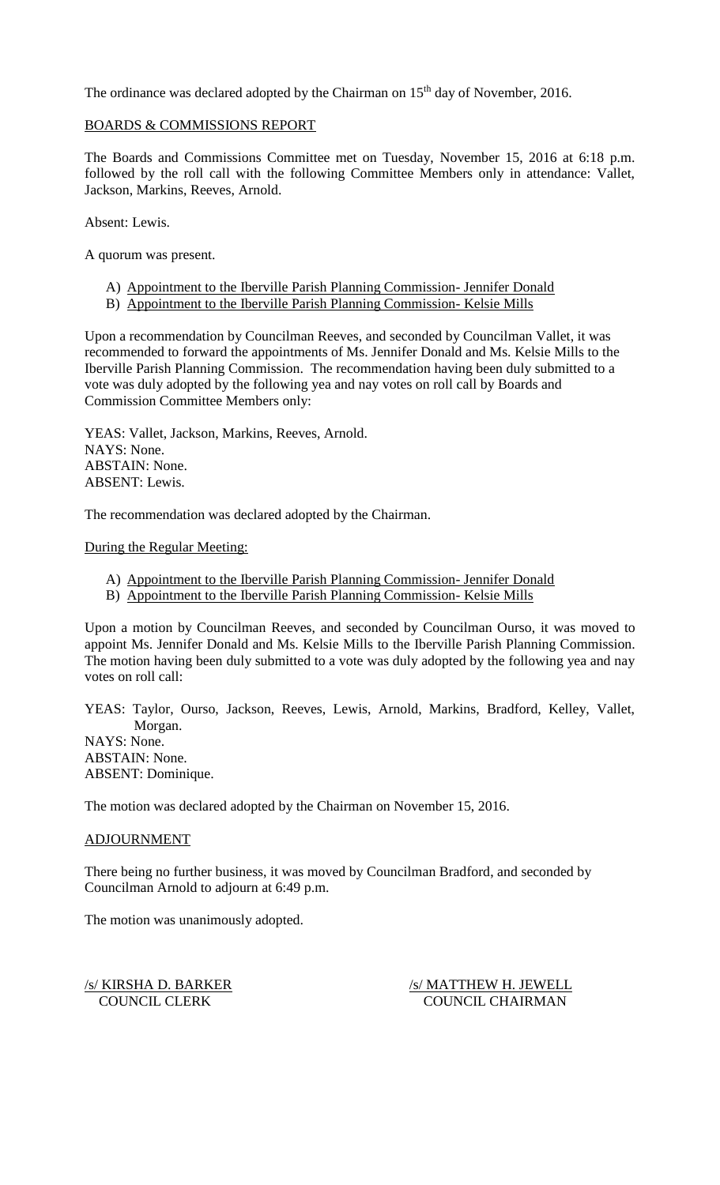The ordinance was declared adopted by the Chairman on 15th day of November, 2016.

BOARDS & COMMISSIONS REPORT

The Boards and Commissions Committee met on Tuesday, November 15, 2016 at 6:18 p.m. followed by the roll call with the following Committee Members only in attendance: Vallet, Jackson, Markins, Reeves, Arnold.

Absent: Lewis.

A quorum was present.

A) Appointment to the Iberville Parish Planning Commission- Jennifer Donald
B) Appointment to the Iberville Parish Planning Commission- Kelsie Mills

Upon a recommendation by Councilman Reeves, and seconded by Councilman Vallet, it was recommended to forward the appointments of Ms. Jennifer Donald and Ms. Kelsie Mills to the Iberville Parish Planning Commission. The recommendation having been duly submitted to a vote was duly adopted by the following yea and nay votes on roll call by Boards and Commission Committee Members only:

YEAS: Vallet, Jackson, Markins, Reeves, Arnold.
NAYS: None.
ABSTAIN: None.
ABSENT: Lewis.

The recommendation was declared adopted by the Chairman.

During the Regular Meeting:

A) Appointment to the Iberville Parish Planning Commission- Jennifer Donald
B) Appointment to the Iberville Parish Planning Commission- Kelsie Mills

Upon a motion by Councilman Reeves, and seconded by Councilman Ourso, it was moved to appoint Ms. Jennifer Donald and Ms. Kelsie Mills to the Iberville Parish Planning Commission. The motion having been duly submitted to a vote was duly adopted by the following yea and nay votes on roll call:

YEAS: Taylor, Ourso, Jackson, Reeves, Lewis, Arnold, Markins, Bradford, Kelley, Vallet, Morgan.
NAYS: None.
ABSTAIN: None.
ABSENT: Dominique.

The motion was declared adopted by the Chairman on November 15, 2016.

ADJOURNMENT

There being no further business, it was moved by Councilman Bradford, and seconded by Councilman Arnold to adjourn at 6:49 p.m.

The motion was unanimously adopted.

/s/ KIRSHA D. BARKER
COUNCIL CLERK

/s/ MATTHEW H. JEWELL
COUNCIL CHAIRMAN